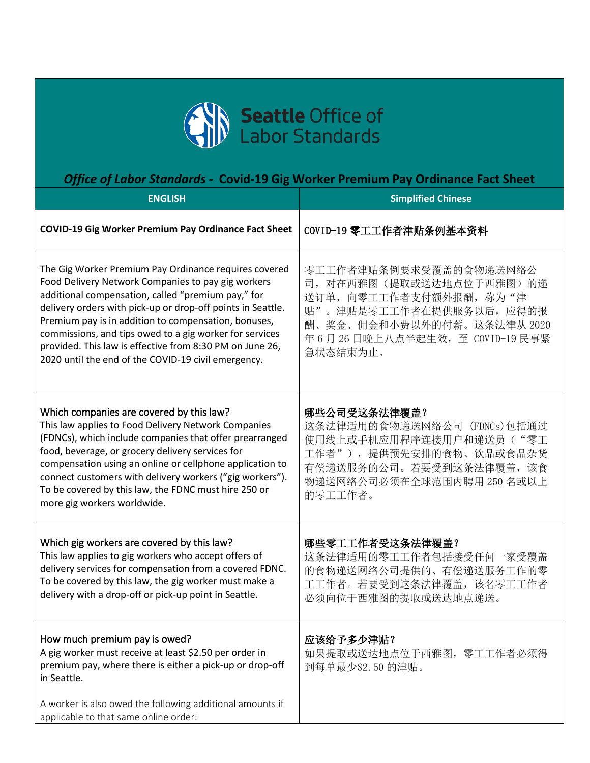# Seattle Office of Labor Standards

***Office of Labor Standards* - Covid-19 Gig Worker Premium Pay Ordinance Fact Sheet**

| ENGLISH | Simplified Chinese |
| --- | --- |
| **COVID-19 Gig Worker Premium Pay Ordinance Fact Sheet** | **COVID-19 零工工作者津贴条例基本资料** |
| The Gig Worker Premium Pay Ordinance requires covered Food Delivery Network Companies to pay gig workers additional compensation, called "premium pay," for delivery orders with pick-up or drop-off points in Seattle. Premium pay is in addition to compensation, bonuses, commissions, and tips owed to a gig worker for services provided. This law is effective from 8:30 PM on June 26, 2020 until the end of the COVID-19 civil emergency. | 零工工作者津贴条例要求受覆盖的食物递送网络公司，对在西雅图（提取或送达地点位于西雅图）的递送订单，向零工工作者支付额外报酬，称为"津贴"。津贴是零工工作者在提供服务以后，应得的报酬、奖金、佣金和小费以外的付薪。这条法律从 2020 年 6 月 26 日晚上八点半起生效，至 COVID-19 民事紧急状态结束为止。 |
| Which companies are covered by this law?<br>This law applies to Food Delivery Network Companies (FDNCs), which include companies that offer prearranged food, beverage, or grocery delivery services for compensation using an online or cellphone application to connect customers with delivery workers ("gig workers"). To be covered by this law, the FDNC must hire 250 or more gig workers worldwide. | **哪些公司受这条法律覆盖？**<br>这条法律适用的食物递送网络公司 (FDNCs)包括通过使用线上或手机应用程序连接用户和递送员（"零工工作者"），提供预先安排的食物、饮品或食品杂货有偿递送服务的公司。若要受到这条法律覆盖，该食物递送网络公司必须在全球范围内聘用 250 名或以上的零工工作者。 |
| Which gig workers are covered by this law?<br>This law applies to gig workers who accept offers of delivery services for compensation from a covered FDNC. To be covered by this law, the gig worker must make a delivery with a drop-off or pick-up point in Seattle. | **哪些零工工作者受这条法律覆盖？**<br>这条法律适用的零工工作者包括接受任何一家受覆盖的食物递送网络公司提供的、有偿递送服务工作的零工工作者。若要受到这条法律覆盖，该名零工工作者必须向位于西雅图的提取或送达地点递送。 |
| How much premium pay is owed?<br>A gig worker must receive at least $2.50 per order in premium pay, where there is either a pick-up or drop-off in Seattle.<br><br>A worker is also owed the following additional amounts if applicable to that same online order: | **应该给予多少津贴？**<br>如果提取或送达地点位于西雅图，零工工作者必须得到每单最少$2.50 的津贴。 |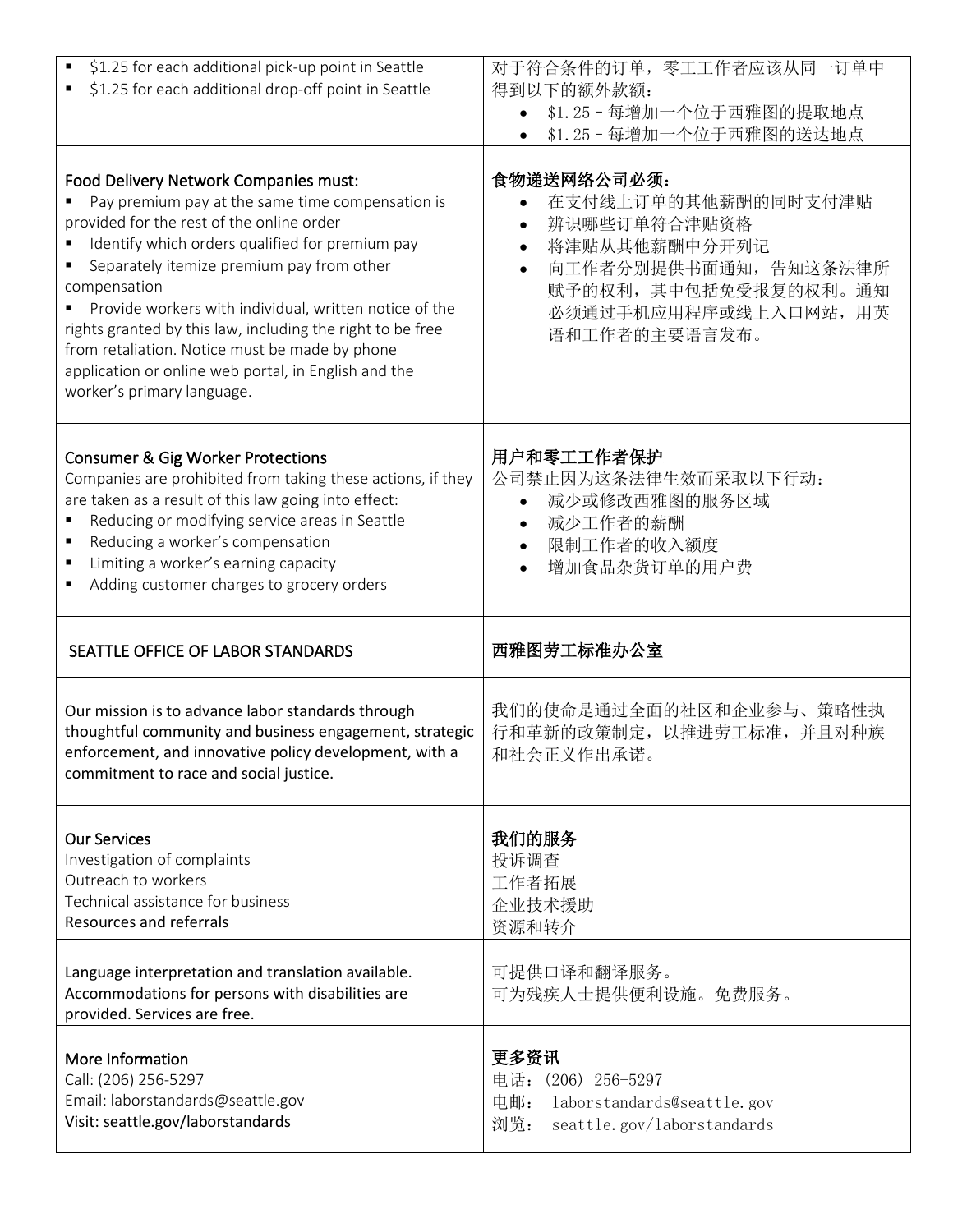| | |
|---|---|
| ▪ $1.25 for each additional pick-up point in Seattle<br>▪ $1.25 for each additional drop-off point in Seattle | 对于符合条件的订单，零工工作者应该从同一订单中得到以下的额外款额：<br>• $1.25 – 每增加一个位于西雅图的提取地点<br>• $1.25 – 每增加一个位于西雅图的送达地点 |
| **Food Delivery Network Companies must:**<br>▪ Pay premium pay at the same time compensation is provided for the rest of the online order<br>▪ Identify which orders qualified for premium pay<br>▪ Separately itemize premium pay from other compensation<br>▪ Provide workers with individual, written notice of the rights granted by this law, including the right to be free from retaliation. Notice must be made by phone application or online web portal, in English and the worker's primary language. | **食物递送网络公司必须：**<br>• 在支付线上订单的其他薪酬的同时支付津贴<br>• 辨识哪些订单符合津贴资格<br>• 将津贴从其他薪酬中分开列记<br>• 向工作者分别提供书面通知，告知这条法律所赋予的权利，其中包括免受报复的权利。通知必须通过手机应用程序或线上入口网站，用英语和工作者的主要语言发布。 |
| **Consumer & Gig Worker Protections**<br>Companies are prohibited from taking these actions, if they are taken as a result of this law going into effect:<br>▪ Reducing or modifying service areas in Seattle<br>▪ Reducing a worker's compensation<br>▪ Limiting a worker's earning capacity<br>▪ Adding customer charges to grocery orders | **用户和零工工作者保护**<br>公司禁止因为这条法律生效而采取以下行动：<br>• 减少或修改西雅图的服务区域<br>• 减少工作者的薪酬<br>• 限制工作者的收入额度<br>• 增加食品杂货订单的用户费 |
| **SEATTLE OFFICE OF LABOR STANDARDS** | **西雅图劳工标准办公室** |
| Our mission is to advance labor standards through thoughtful community and business engagement, strategic enforcement, and innovative policy development, with a commitment to race and social justice. | 我们的使命是通过全面的社区和企业参与、策略性执行和革新的政策制定，以推进劳工标准，并且对种族和社会正义作出承诺。 |
| **Our Services**<br>Investigation of complaints<br>Outreach to workers<br>Technical assistance for business<br>Resources and referrals | **我们的服务**<br>投诉调查<br>工作者拓展<br>企业技术援助<br>资源和转介 |
| Language interpretation and translation available. Accommodations for persons with disabilities are provided. Services are free. | 可提供口译和翻译服务。<br>可为残疾人士提供便利设施。免费服务。 |
| **More Information**<br>Call: (206) 256-5297<br>Email: laborstandards@seattle.gov<br>Visit: seattle.gov/laborstandards | **更多资讯**<br>电话：(206) 256-5297<br>电邮： laborstandards@seattle.gov<br>浏览： seattle.gov/laborstandards |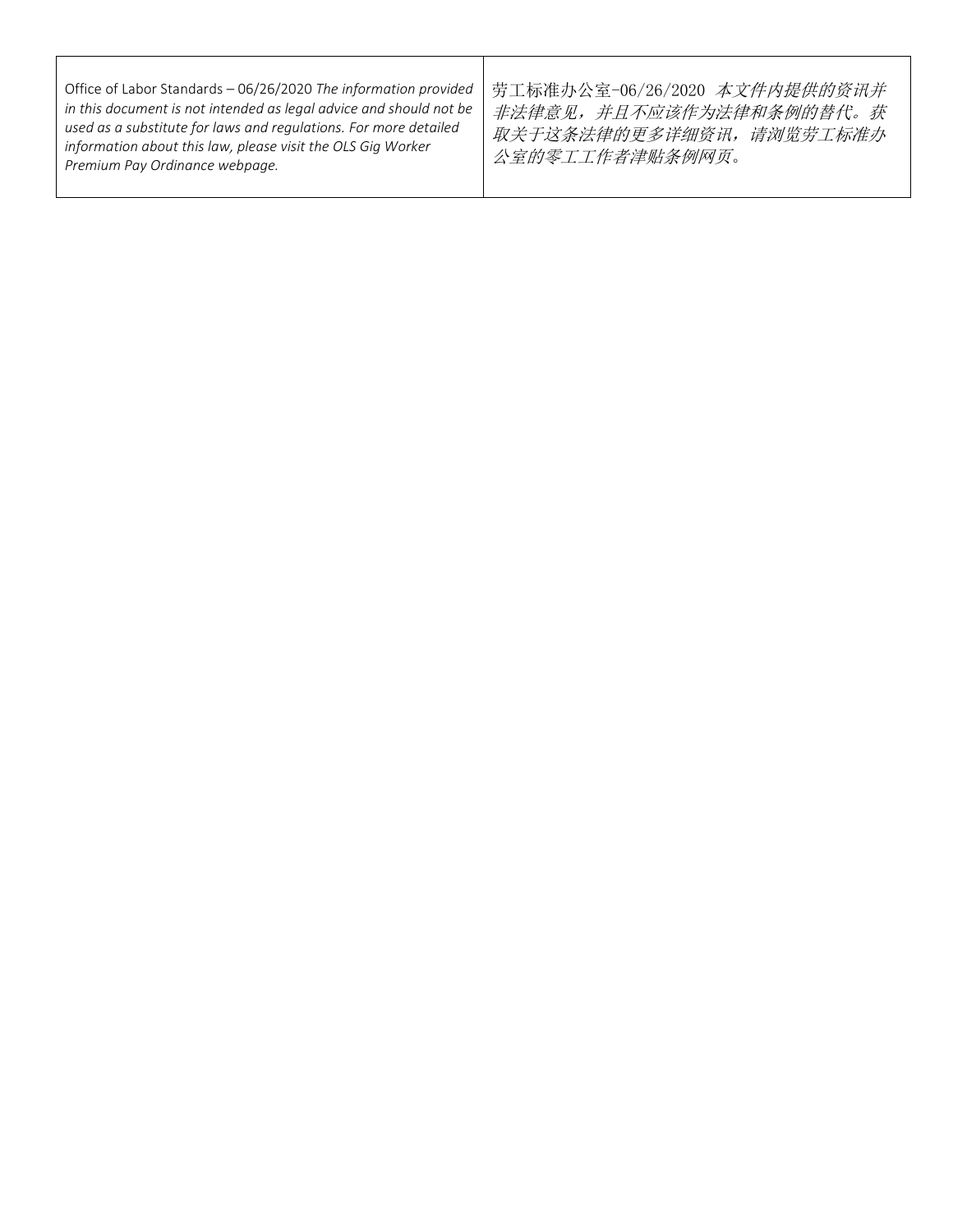| | |
|---|---|
| Office of Labor Standards – 06/26/2020 *The information provided in this document is not intended as legal advice and should not be used as a substitute for laws and regulations. For more detailed information about this law, please visit the OLS Gig Worker Premium Pay Ordinance webpage.* | 劳工标准办公室-06/26/2020 *本文件内提供的资讯并非法律意见，并且不应该作为法律和条例的替代。获取关于这条法律的更多详细资讯，请浏览劳工标准办公室的零工工作者津贴条例网页。* |